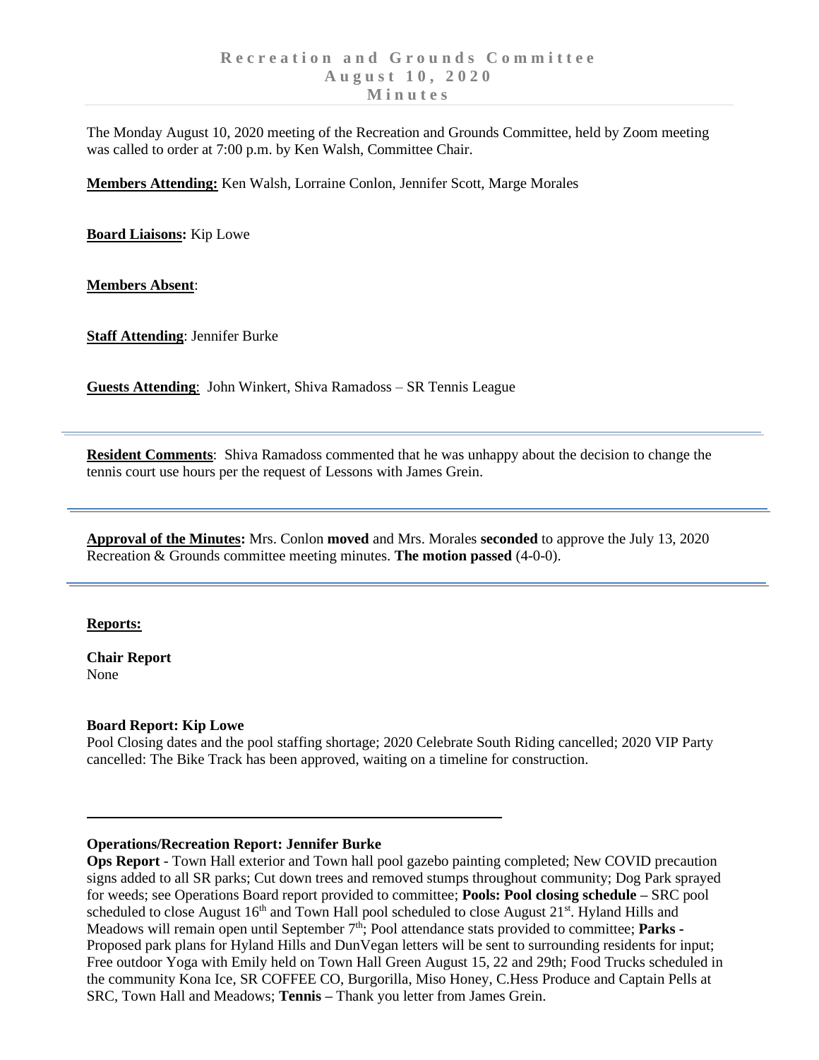# Recreation and Grounds Committee
## August 10, 2020
## Minutes

The Monday August 10, 2020 meeting of the Recreation and Grounds Committee, held by Zoom meeting was called to order at 7:00 p.m. by Ken Walsh, Committee Chair.

**Members Attending:** Ken Walsh, Lorraine Conlon, Jennifer Scott, Marge Morales

**Board Liaisons:** Kip Lowe

**Members Absent**:

**Staff Attending**: Jennifer Burke

**Guests Attending**: John Winkert, Shiva Ramadoss – SR Tennis League

---

**Resident Comments**: Shiva Ramadoss commented that he was unhappy about the decision to change the tennis court use hours per the request of Lessons with James Grein.

---

**Approval of the Minutes:** Mrs. Conlon **moved** and Mrs. Morales **seconded** to approve the July 13, 2020 Recreation & Grounds committee meeting minutes. **The motion passed** (4-0-0).

---

**Reports:**

**Chair Report**
None

**Board Report: Kip Lowe**
Pool Closing dates and the pool staffing shortage; 2020 Celebrate South Riding cancelled; 2020 VIP Party cancelled: The Bike Track has been approved, waiting on a timeline for construction.

---

**Operations/Recreation Report: Jennifer Burke**
**Ops Report** - Town Hall exterior and Town hall pool gazebo painting completed; New COVID precaution signs added to all SR parks; Cut down trees and removed stumps throughout community; Dog Park sprayed for weeds; see Operations Board report provided to committee; **Pools: Pool closing schedule –** SRC pool scheduled to close August 16th and Town Hall pool scheduled to close August 21st. Hyland Hills and Meadows will remain open until September 7th; Pool attendance stats provided to committee; **Parks** - Proposed park plans for Hyland Hills and DunVegan letters will be sent to surrounding residents for input; Free outdoor Yoga with Emily held on Town Hall Green August 15, 22 and 29th; Food Trucks scheduled in the community Kona Ice, SR COFFEE CO, Burgorilla, Miso Honey, C.Hess Produce and Captain Pells at SRC, Town Hall and Meadows; **Tennis –** Thank you letter from James Grein.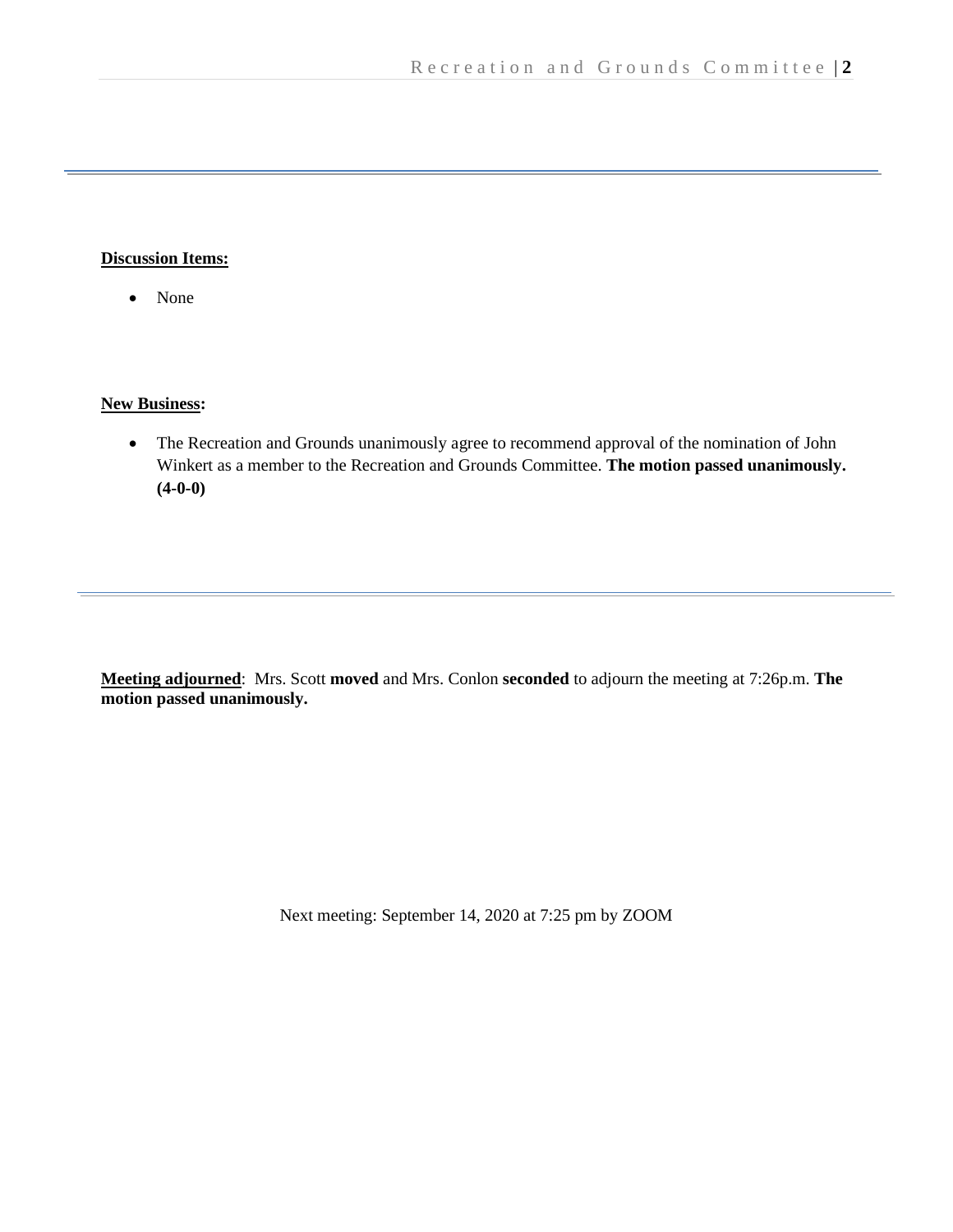**Discussion Items:**

- None

**New Business:**

- The Recreation and Grounds unanimously agree to recommend approval of the nomination of John Winkert as a member to the Recreation and Grounds Committee. **The motion passed unanimously. (4-0-0)**

---

**Meeting adjourned**: Mrs. Scott **moved** and Mrs. Conlon **seconded** to adjourn the meeting at 7:26p.m. **The motion passed unanimously.**

Next meeting: September 14, 2020 at 7:25 pm by ZOOM